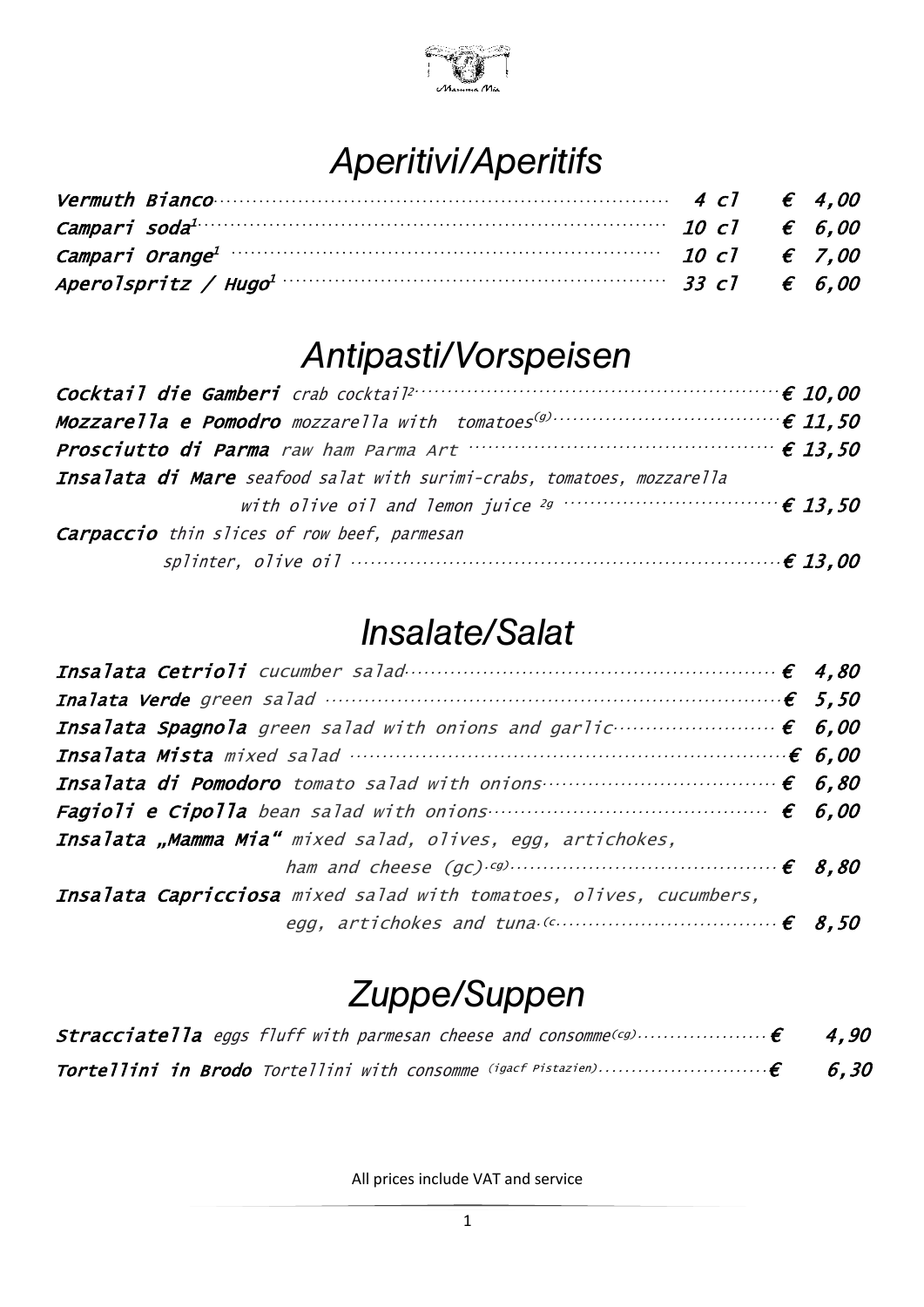Mamma Mia

# Aperitivi/Aperitifs

| | | |
|---|---|---|
| *Vermuth Bianco* | 4 cl | € 4,00 |
| *Campari soda*[1] | 10 cl | € 6,00 |
| *Campari Orange*[1] | 10 cl | € 7,00 |
| *Aperolspritz / Hugo*[1] | 33 cl | € 6,00 |

# Antipasti/Vorspeisen

| | |
|---|---|
| ***Cocktail die Gamberi*** *crab cocktail*[2] | € 10,00 |
| ***Mozzarella e Pomodro*** *mozzarella with tomatoes*[(g)] | € 11,50 |
| ***Prosciutto di Parma*** *raw ham Parma Art* | € 13,50 |
| ***Insalata di Mare*** *seafood salat with surimi-crabs, tomatoes, mozzarella with olive oil and lemon juice* [2g] | € 13,50 |
| ***Carpaccio*** *thin slices of row beef, parmesan splinter, olive oil* | € 13,00 |

# Insalate/Salat

| | |
|---|---|
| ***Insalata Cetrioli*** *cucumber salad* | € 4,80 |
| ***Inalata Verde*** *green salad* | € 5,50 |
| ***Insalata Spagnola*** *green salad with onions and garlic* | € 6,00 |
| ***Insalata Mista*** *mixed salad* | € 6,00 |
| ***Insalata di Pomodoro*** *tomato salad with onions* | € 6,80 |
| ***Fagioli e Cipolla*** *bean salad with onions* | € 6,00 |
| ***Insalata „Mamma Mia"*** *mixed salad, olives, egg, artichokes, ham and cheese (gc)*[cg)] | € 8,80 |
| ***Insalata Capricciosa*** *mixed salad with tomatoes, olives, cucumbers, egg, artichokes and tuna*[(c] | € 8,50 |

# Zuppe/Suppen

| | |
|---|---|
| ***Stracciatella*** *eggs fluff with parmesan cheese and consomme*[(cg)] | € 4,90 |
| ***Tortellini in Brodo*** *Tortellini with consomme* [(igacf Pistazien)] | € 6,30 |

All prices include VAT and service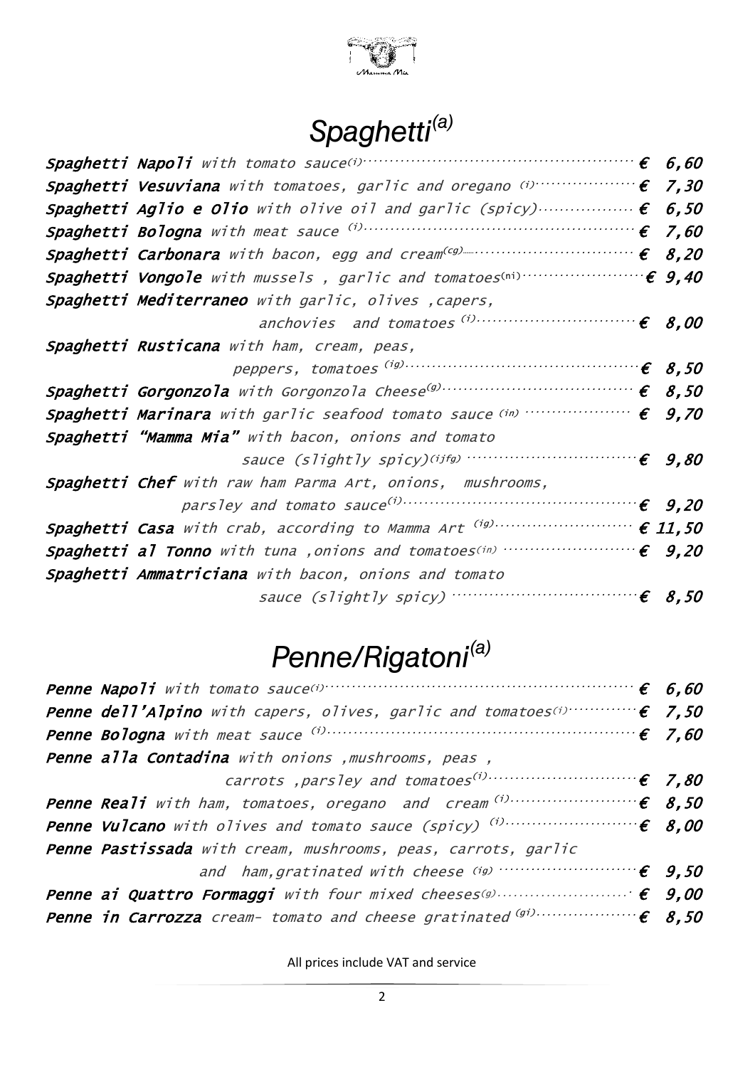# Spaghetti[a]

**Spaghetti Napoli** *with tomato sauce*[i] ········· **€ 6,60**

**Spaghetti Vesuviana** *with tomatoes, garlic and oregano* [i] ········· **€ 7,30**

**Spaghetti Aglio e Olio** *with olive oil and garlic (spicy)* ········· **€ 6,50**

**Spaghetti Bologna** *with meat sauce* [i] ········· **€ 7,60**

**Spaghetti Carbonara** *with bacon, egg and cream*[cg] ········· **€ 8,20**

**Spaghetti Vongole** *with mussels , garlic and tomatoes*[ni] ········· **€ 9,40**

**Spaghetti Mediterraneo** *with garlic, olives ,capers, anchovies and tomatoes* [i] ········· **€ 8,00**

**Spaghetti Rusticana** *with ham, cream, peas, peppers, tomatoes* [ig] ········· **€ 8,50**

**Spaghetti Gorgonzola** *with Gorgonzola Cheese*[g] ········· **€ 8,50**

**Spaghetti Marinara** *with garlic seafood tomato sauce* [in] ········· **€ 9,70**

**Spaghetti "Mamma Mia"** *with bacon, onions and tomato sauce (slightly spicy)*[ijfg] ········· **€ 9,80**

**Spaghetti Chef** *with raw ham Parma Art, onions, mushrooms, parsley and tomato sauce*[i] ········· **€ 9,20**

**Spaghetti Casa** *with crab, according to Mamma Art* [ig] ········· **€ 11,50**

**Spaghetti al Tonno** *with tuna ,onions and tomatoes*[in] ········· **€ 9,20**

**Spaghetti Ammatriciana** *with bacon, onions and tomato sauce (slightly spicy)* ········· **€ 8,50**

# Penne/Rigatoni[a]

**Penne Napoli** *with tomato sauce*[i] ········· **€ 6,60**

**Penne dell'Alpino** *with capers, olives, garlic and tomatoes*[i] ········· **€ 7,50**

**Penne Bologna** *with meat sauce* [i] ········· **€ 7,60**

**Penne alla Contadina** *with onions ,mushrooms, peas , carrots ,parsley and tomatoes*[i] ········· **€ 7,80**

**Penne Reali** *with ham, tomatoes, oregano and cream* [i] ········· **€ 8,50**

**Penne Vulcano** *with olives and tomato sauce (spicy)* [i] ········· **€ 8,00**

**Penne Pastissada** *with cream, mushrooms, peas, carrots, garlic and ham,gratinated with cheese* [ig] ········· **€ 9,50**

**Penne ai Quattro Formaggi** *with four mixed cheeses*[g] ········· **€ 9,00**

**Penne in Carrozza** *cream- tomato and cheese gratinated* [gi] ········· **€ 8,50**

All prices include VAT and service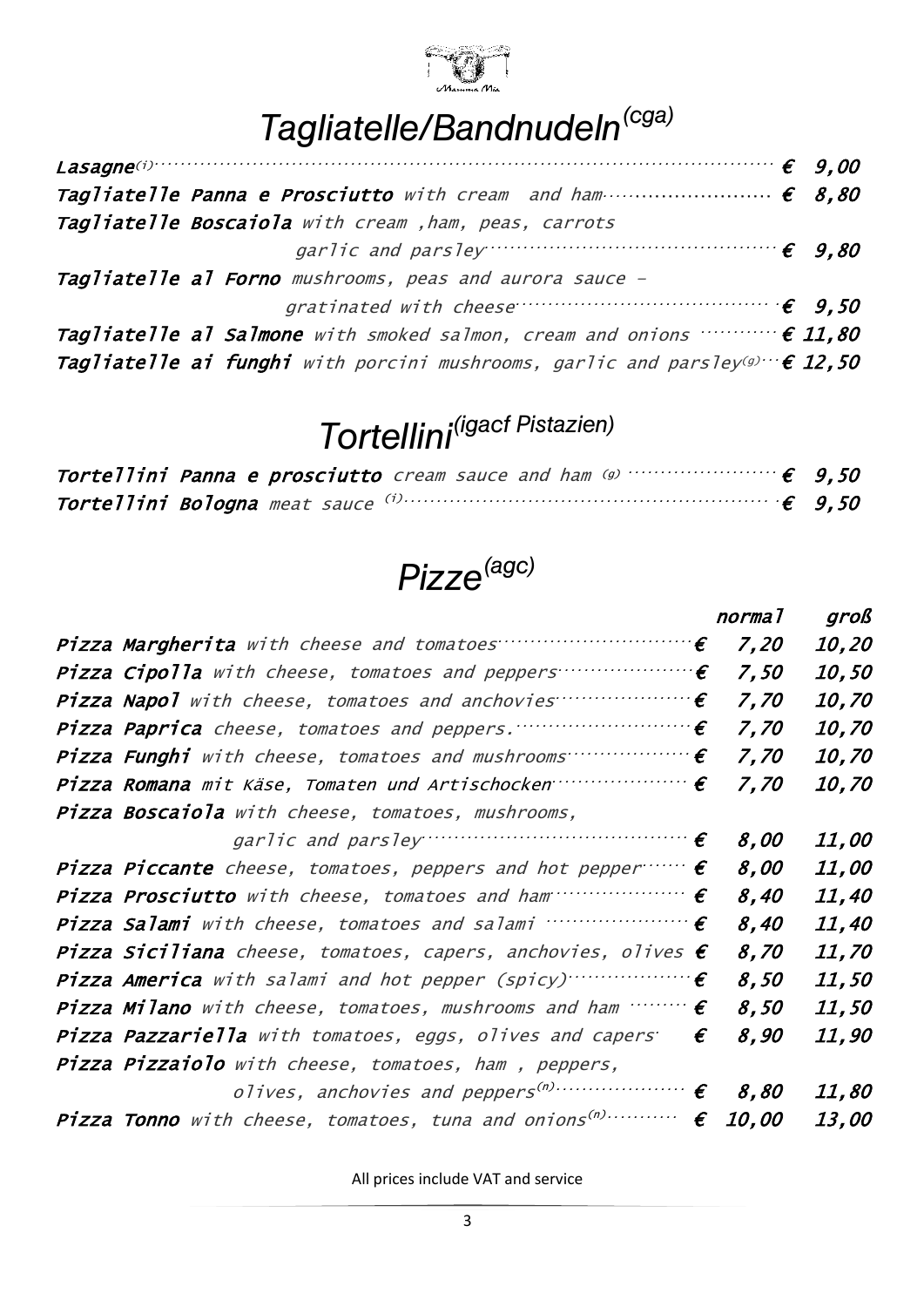# Tagliatelle/Bandnudeln(cga)

| | |
|---|---|
| ***Lasagne***(i) | € 9,00 |
| ***Tagliatelle Panna e Prosciutto*** *with cream and ham* | € 8,80 |
| ***Tagliatelle Boscaiola*** *with cream ,ham, peas, carrots garlic and parsley* | € 9,80 |
| ***Tagliatelle al Forno*** *mushrooms, peas and aurora sauce – gratinated with cheese* | € 9,50 |
| ***Tagliatelle al Salmone*** *with smoked salmon, cream and onions* | € 11,80 |
| ***Tagliatelle ai funghi*** *with porcini mushrooms, garlic and parsley*(g) | € 12,50 |

# Tortellini(igacf Pistazien)

| | |
|---|---|
| ***Tortellini Panna e prosciutto*** *cream sauce and ham* (g) | € 9,50 |
| ***Tortellini Bologna*** *meat sauce* (i) | € 9,50 |

# Pizze(agc)

| | normal | groß |
|---|---|---|
| ***Pizza Margherita*** *with cheese and tomatoes* | € 7,20 | 10,20 |
| ***Pizza Cipolla*** *with cheese, tomatoes and peppers* | € 7,50 | 10,50 |
| ***Pizza Napol*** *with cheese, tomatoes and anchovies* | € 7,70 | 10,70 |
| ***Pizza Paprica*** *cheese, tomatoes and peppers.* | € 7,70 | 10,70 |
| ***Pizza Funghi*** *with cheese, tomatoes and mushrooms* | € 7,70 | 10,70 |
| ***Pizza Romana*** *mit Käse, Tomaten und Artischocken* | € 7,70 | 10,70 |
| ***Pizza Boscaiola*** *with cheese, tomatoes, mushrooms, garlic and parsley* | € 8,00 | 11,00 |
| ***Pizza Piccante*** *cheese, tomatoes, peppers and hot pepper* | € 8,00 | 11,00 |
| ***Pizza Prosciutto*** *with cheese, tomatoes and ham* | € 8,40 | 11,40 |
| ***Pizza Salami*** *with cheese, tomatoes and salami* | € 8,40 | 11,40 |
| ***Pizza Siciliana*** *cheese, tomatoes, capers, anchovies, olives* | € 8,70 | 11,70 |
| ***Pizza America*** *with salami and hot pepper (spicy)* | € 8,50 | 11,50 |
| ***Pizza Milano*** *with cheese, tomatoes, mushrooms and ham* | € 8,50 | 11,50 |
| ***Pizza Pazzariella*** *with tomatoes, eggs, olives and capers* | € 8,90 | 11,90 |
| ***Pizza Pizzaiolo*** *with cheese, tomatoes, ham , peppers, olives, anchovies and peppers*(n) | € 8,80 | 11,80 |
| ***Pizza Tonno*** *with cheese, tomatoes, tuna and onions*(n) | € 10,00 | 13,00 |

All prices include VAT and service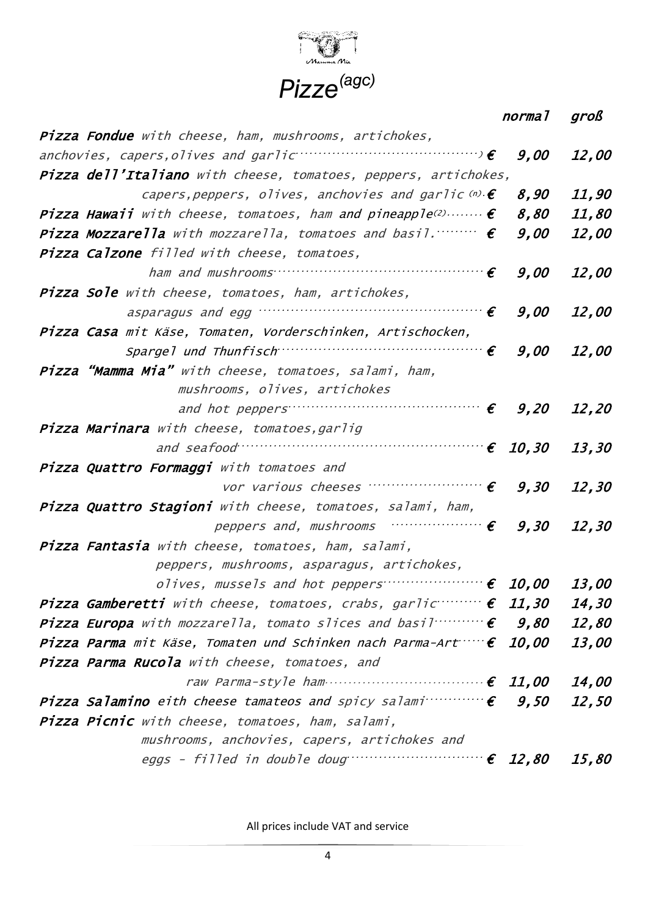# Pizze(agc)

| | | normal | groß |
|---|---|---|---|
| ***Pizza Fondue*** *with cheese, ham, mushrooms, artichokes, anchovies, capers,olives and garlic)* | € | *9,00* | *12,00* |
| ***Pizza dell'Italiano*** *with cheese, tomatoes, peppers, artichokes, capers,peppers, olives, anchovies and garlic* (n) | € | *8,90* | *11,90* |
| ***Pizza Hawaii*** *with cheese, tomatoes, ham* and *pineapple*(2) | € | *8,80* | *11,80* |
| ***Pizza Mozzarella*** *with mozzarella, tomatoes and basil.* | € | *9,00* | *12,00* |
| ***Pizza Calzone*** *filled with cheese, tomatoes, ham and mushrooms* | € | *9,00* | *12,00* |
| ***Pizza Sole*** *with cheese, tomatoes, ham, artichokes, asparagus and egg* | € | *9,00* | *12,00* |
| ***Pizza Casa*** *mit Käse, Tomaten, Vorderschinken, Artischocken, Spargel und Thunfisch* | € | *9,00* | *12,00* |
| ***Pizza "Mamma Mia"*** *with cheese, tomatoes, salami, ham, mushrooms, olives, artichokes and hot peppers* | € | *9,20* | *12,20* |
| ***Pizza Marinara*** *with cheese, tomatoes,garlig and seafood* | € | *10,30* | *13,30* |
| ***Pizza Quattro Formaggi*** *with tomatoes and vor various cheeses* | € | *9,30* | *12,30* |
| ***Pizza Quattro Stagioni*** *with cheese, tomatoes, salami, ham, peppers and, mushrooms* | € | *9,30* | *12,30* |
| ***Pizza Fantasia*** *with cheese, tomatoes, ham, salami, peppers, mushrooms, asparagus, artichokes, olives, mussels and hot peppers* | € | *10,00* | *13,00* |
| ***Pizza Gamberetti*** *with cheese, tomatoes, crabs, garlic* | € | *11,30* | *14,30* |
| ***Pizza Europa*** *with mozzarella, tomato slices and basil* | € | *9,80* | *12,80* |
| ***Pizza Parma*** *mit Käse, Tomaten und Schinken nach Parma-Art* | € | *10,00* | *13,00* |
| ***Pizza Parma Rucola*** *with cheese, tomatoes, and raw Parma-style ham* | € | *11,00* | *14,00* |
| ***Pizza Salamino*** *eith cheese tamateos and spicy salami* | € | *9,50* | *12,50* |
| ***Pizza Picnic*** *with cheese, tomatoes, ham, salami, mushrooms, anchovies, capers, artichokes and eggs - filled in double doug* | € | *12,80* | *15,80* |

All prices include VAT and service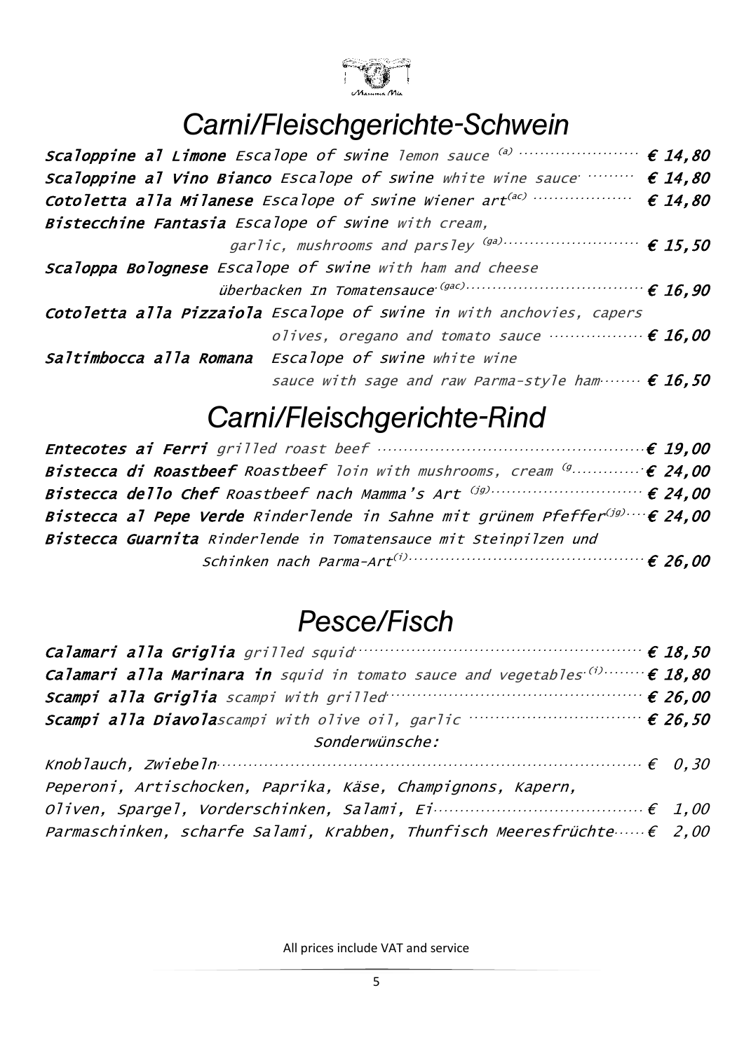# Carni/Fleischgerichte-Schwein

**Scaloppine al Limone** *Escalope of swine lemon sauce* [a] ········· **€ 14,80**

**Scaloppine al Vino Bianco** *Escalope of swine white wine sauce* ········· **€ 14,80**

**Cotoletta alla Milanese** *Escalope of swine Wiener art*[ac] ········· **€ 14,80**

**Bistecchine Fantasia** *Escalope of swine with cream, garlic, mushrooms and parsley* [ga] ········· **€ 15,50**

**Scaloppa Bolognese** *Escalope of swine with ham and cheese überbacken In Tomatensauce* [gac] ········· **€ 16,90**

**Cotoletta alla Pizzaiola** *Escalope of swine in with anchovies, capers olives, oregano and tomato sauce* ········· **€ 16,00**

**Saltimbocca alla Romana** *Escalope of swine white wine sauce with sage and raw Parma-style ham* ········· **€ 16,50**

# Carni/Fleischgerichte-Rind

**Entecotes ai Ferri** *grilled roast beef* ········· **€ 19,00**

**Bistecca di Roastbeef** *Roastbeef loin with mushrooms, cream* [g ········· **€ 24,00**

**Bistecca dello Chef** *Roastbeef nach Mamma's Art* [jg] ········· **€ 24,00**

**Bistecca al Pepe Verde** *Rinderlende in Sahne mit grünem Pfeffer*[jg] ········· **€ 24,00**

**Bistecca Guarnita** *Rinderlende in Tomatensauce mit Steinpilzen und Schinken nach Parma-Art*[i] ········· **€ 26,00**

# Pesce/Fisch

**Calamari alla Griglia** *grilled squid* ········· **€ 18,50**

**Calamari alla Marinara in** *squid in tomato sauce and vegetables* [i] ········· **€ 18,80**

**Scampi alla Griglia** *scampi with grilled* ········· **€ 26,00**

**Scampi alla Diavola** *scampi with olive oil, garlic* ········· **€ 26,50**

*Sonderwünsche:*

*Knoblauch, Zwiebeln* ········· *€ 0,30*

*Peperoni, Artischocken, Paprika, Käse, Champignons, Kapern, Oliven, Spargel, Vorderschinken, Salami, Ei* ········· *€ 1,00*

*Parmaschinken, scharfe Salami, Krabben, Thunfisch Meeresfrüchte* ········· *€ 2,00*

All prices include VAT and service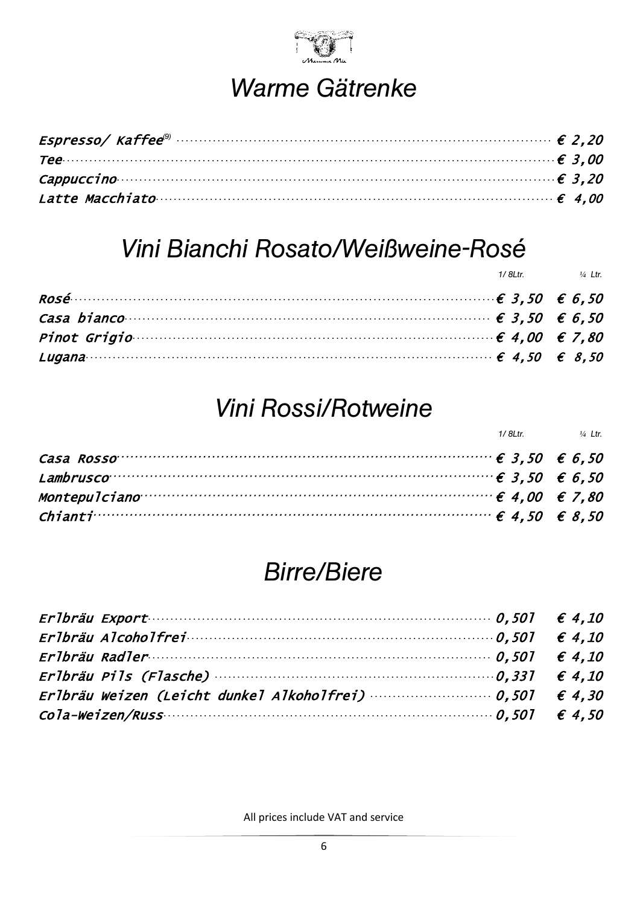Mamma Mia

# Warme Gätrenke

| | |
|---|---|
| *Espresso/ Kaffee*(9) | *€ 2,20* |
| *Tee* | *€ 3,00* |
| *Cappuccino* | *€ 3,20* |
| *Latte Macchiato* | *€ 4,00* |

# Vini Bianchi Rosato/Weißweine-Rosé

| | 1/ 8Ltr. | ¼ Ltr. |
|---|---|---|
| *Rosé* | *€ 3,50* | *€ 6,50* |
| *Casa bianco* | *€ 3,50* | *€ 6,50* |
| *Pinot Grigio* | *€ 4,00* | *€ 7,80* |
| *Lugana* | *€ 4,50* | *€ 8,50* |

# Vini Rossi/Rotweine

| | 1/ 8Ltr. | ¼ Ltr. |
|---|---|---|
| *Casa Rosso* | *€ 3,50* | *€ 6,50* |
| *Lambrusco* | *€ 3,50* | *€ 6,50* |
| *Montepulciano* | *€ 4,00* | *€ 7,80* |
| *Chianti* | *€ 4,50* | *€ 8,50* |

# Birre/Biere

| | | |
|---|---|---|
| *Erlbräu Export* | *0,50l* | *€ 4,10* |
| *Erlbräu Alcoholfrei* | *0,50l* | *€ 4,10* |
| *Erlbräu Radler* | *0,50l* | *€ 4,10* |
| *Erlbräu Pils (Flasche)* | *0,33l* | *€ 4,10* |
| *Erlbräu Weizen (Leicht dunkel Alkoholfrei)* | *0,50l* | *€ 4,30* |
| *Cola-Weizen/Russ* | *0,50l* | *€ 4,50* |

All prices include VAT and service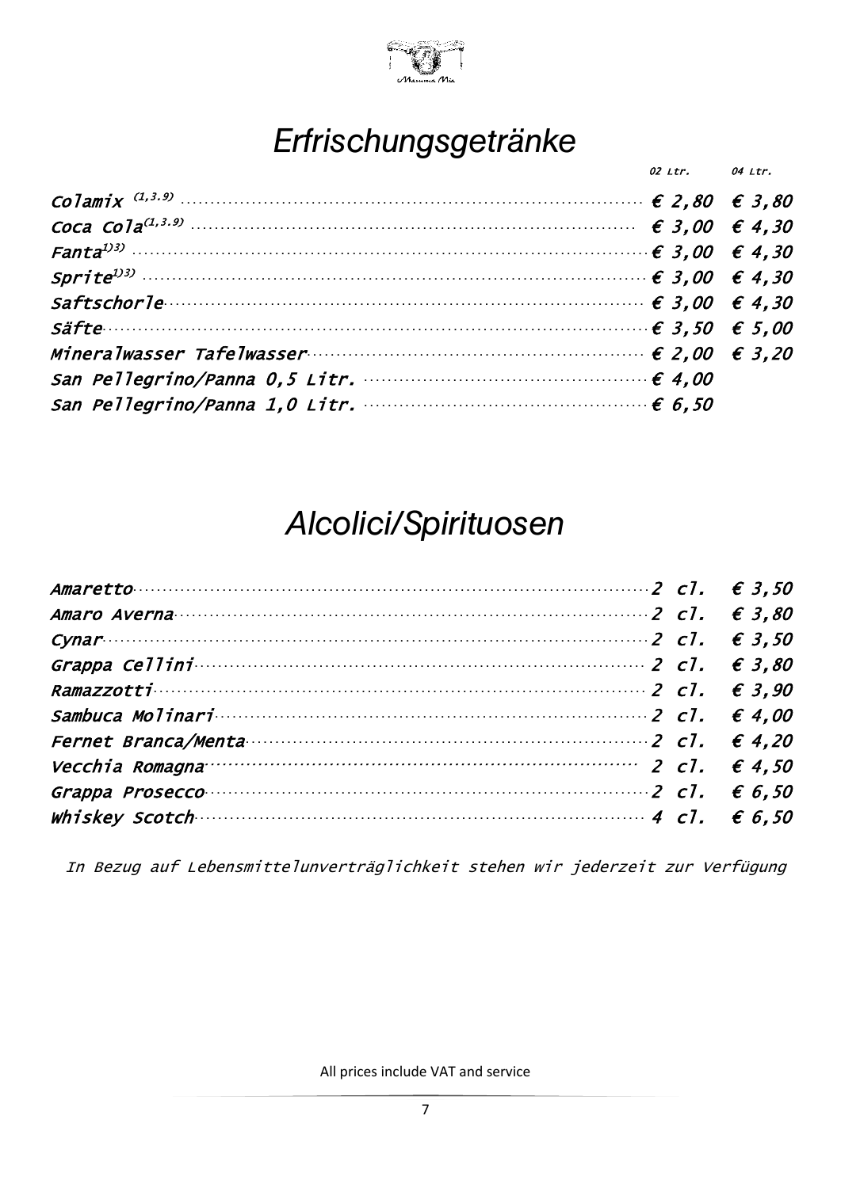# Erfrischungsgetränke

| | 02 Ltr. | 04 Ltr. |
|---|---|---|
| Colamix (1,3.9) | € 2,80 | € 3,80 |
| Coca Cola(1,3.9) | € 3,00 | € 4,30 |
| Fanta1)3) | € 3,00 | € 4,30 |
| Sprite1)3) | € 3,00 | € 4,30 |
| Saftschorle | € 3,00 | € 4,30 |
| Säfte | € 3,50 | € 5,00 |
| Mineralwasser Tafelwasser | € 2,00 | € 3,20 |
| San Pellegrino/Panna 0,5 Litr. | € 4,00 | |
| San Pellegrino/Panna 1,0 Litr. | € 6,50 | |

# Alcolici/Spirituosen

| | | |
|---|---|---|
| Amaretto | 2 cl. | € 3,50 |
| Amaro Averna | 2 cl. | € 3,80 |
| Cynar | 2 cl. | € 3,50 |
| Grappa Cellini | 2 cl. | € 3,80 |
| Ramazzotti | 2 cl. | € 3,90 |
| Sambuca Molinari | 2 cl. | € 4,00 |
| Fernet Branca/Menta | 2 cl. | € 4,20 |
| Vecchia Romagna | 2 cl. | € 4,50 |
| Grappa Prosecco | 2 cl. | € 6,50 |
| Whiskey Scotch | 4 cl. | € 6,50 |

*In Bezug auf Lebensmittelunverträglichkeit stehen wir jederzeit zur Verfügung*

All prices include VAT and service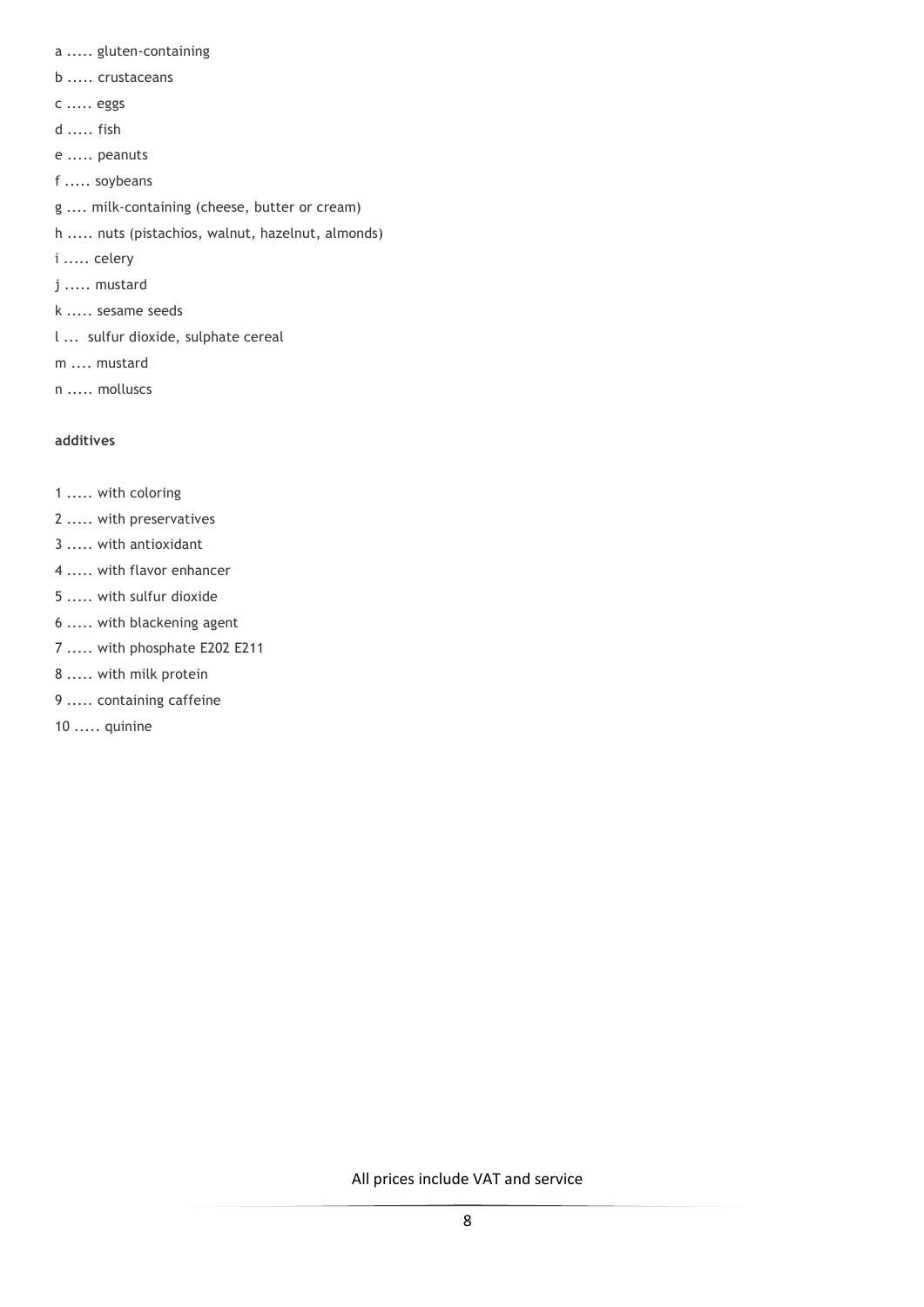a ..... gluten-containing

b ..... crustaceans

c ..... eggs

d ..... fish

e ..... peanuts

f ..... soybeans

g .... milk-containing (cheese, butter or cream)

h ..... nuts (pistachios, walnut, hazelnut, almonds)

i ..... celery

j ..... mustard

k ..... sesame seeds

l ... sulfur dioxide, sulphate cereal

m .... mustard

n ..... molluscs

**additives**

1 ..... with coloring

2 ..... with preservatives

3 ..... with antioxidant

4 ..... with flavor enhancer

5 ..... with sulfur dioxide

6 ..... with blackening agent

7 ..... with phosphate E202 E211

8 ..... with milk protein

9 ..... containing caffeine

10 ..... quinine

All prices include VAT and service